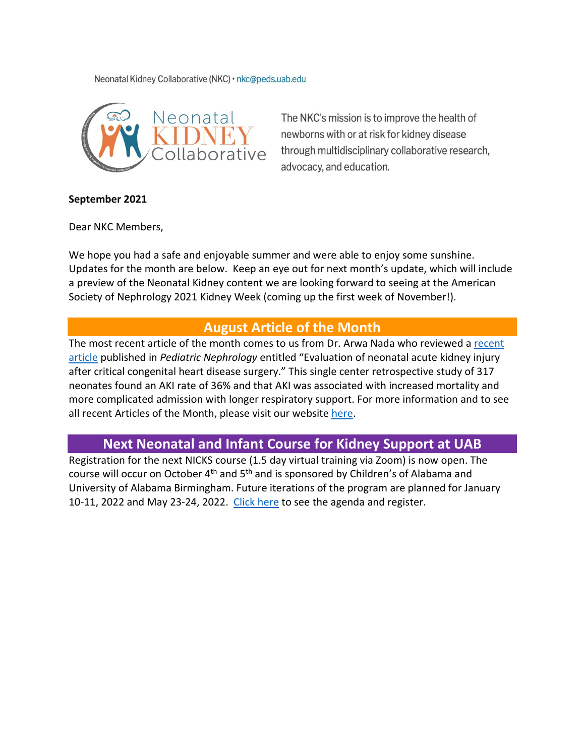Neonatal Kidney Collaborative (NKC) · nkc@peds.uab.edu

The NKC's mission is to improve the health of newborns with or at risk for kidney disease through multidisciplinary collaborative research, advocacy, and education.

**September 2021**

Dear NKC Members,

We hope you had a safe and enjoyable summer and were able to enjoy some sunshine. Updates for the month are below. Keep an eye out for next month's update, which will include a preview of the Neonatal Kidney content we are looking forward to seeing at the American Society of Nephrology 2021 Kidney Week (coming up the first week of November!).

## August Article of the Month

The most recent article of the month comes to us from Dr. Arwa Nada who reviewed a recent article published in *Pediatric Nephrology* entitled "Evaluation of neonatal acute kidney injury after critical congenital heart disease surgery." This single center retrospective study of 317 neonates found an AKI rate of 36% and that AKI was associated with increased mortality and more complicated admission with longer respiratory support. For more information and to see all recent Articles of the Month, please visit our website here.

## Next Neonatal and Infant Course for Kidney Support at UAB

Registration for the next NICKS course (1.5 day virtual training via Zoom) is now open. The course will occur on October 4th and 5th and is sponsored by Children's of Alabama and University of Alabama Birmingham. Future iterations of the program are planned for January 10-11, 2022 and May 23-24, 2022. Click here to see the agenda and register.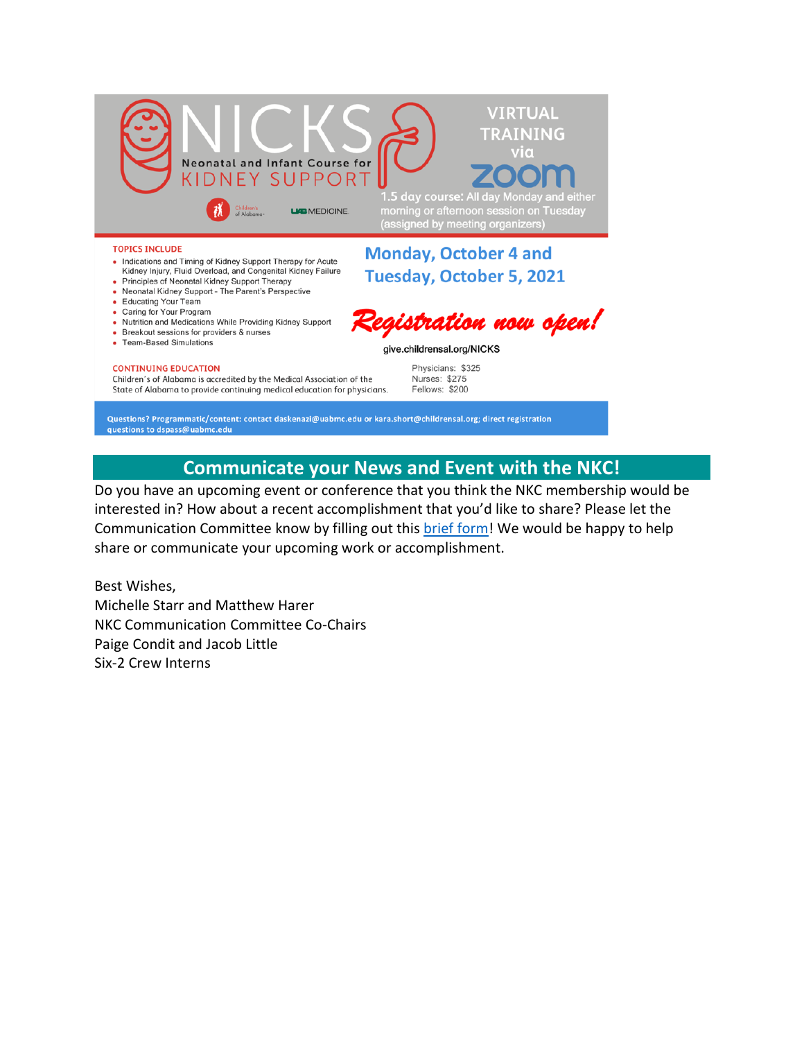# NICKS

Neonatal and Infant Course for KIDNEY SUPPORT

Children's of Alabama · UAB MEDICINE

VIRTUAL TRAINING via zoom

1.5 day course: All day Monday and either morning or afternoon session on Tuesday (assigned by meeting organizers)

**TOPICS INCLUDE**

- Indications and Timing of Kidney Support Therapy for Acute Kidney Injury, Fluid Overload, and Congenital Kidney Failure
- Principles of Neonatal Kidney Support Therapy
- Neonatal Kidney Support - The Parent's Perspective
- Educating Your Team
- Caring for Your Program
- Nutrition and Medications While Providing Kidney Support
- Breakout sessions for providers & nurses
- Team-Based Simulations

**Monday, October 4 and Tuesday, October 5, 2021**

***Registration now open!***

give.childrensal.org/NICKS

**CONTINUING EDUCATION**

Children's of Alabama is accredited by the Medical Association of the State of Alabama to provide continuing medical education for physicians.

Physicians: $325
Nurses: $275
Fellows: $200

**Questions? Programmatic/content: contact daskenazi@uabmc.edu or kara.short@childrensal.org; direct registration questions to dspass@uabmc.edu**

## Communicate your News and Event with the NKC!

Do you have an upcoming event or conference that you think the NKC membership would be interested in? How about a recent accomplishment that you'd like to share? Please let the Communication Committee know by filling out this brief form! We would be happy to help share or communicate your upcoming work or accomplishment.

Best Wishes,
Michelle Starr and Matthew Harer
NKC Communication Committee Co-Chairs
Paige Condit and Jacob Little
Six-2 Crew Interns